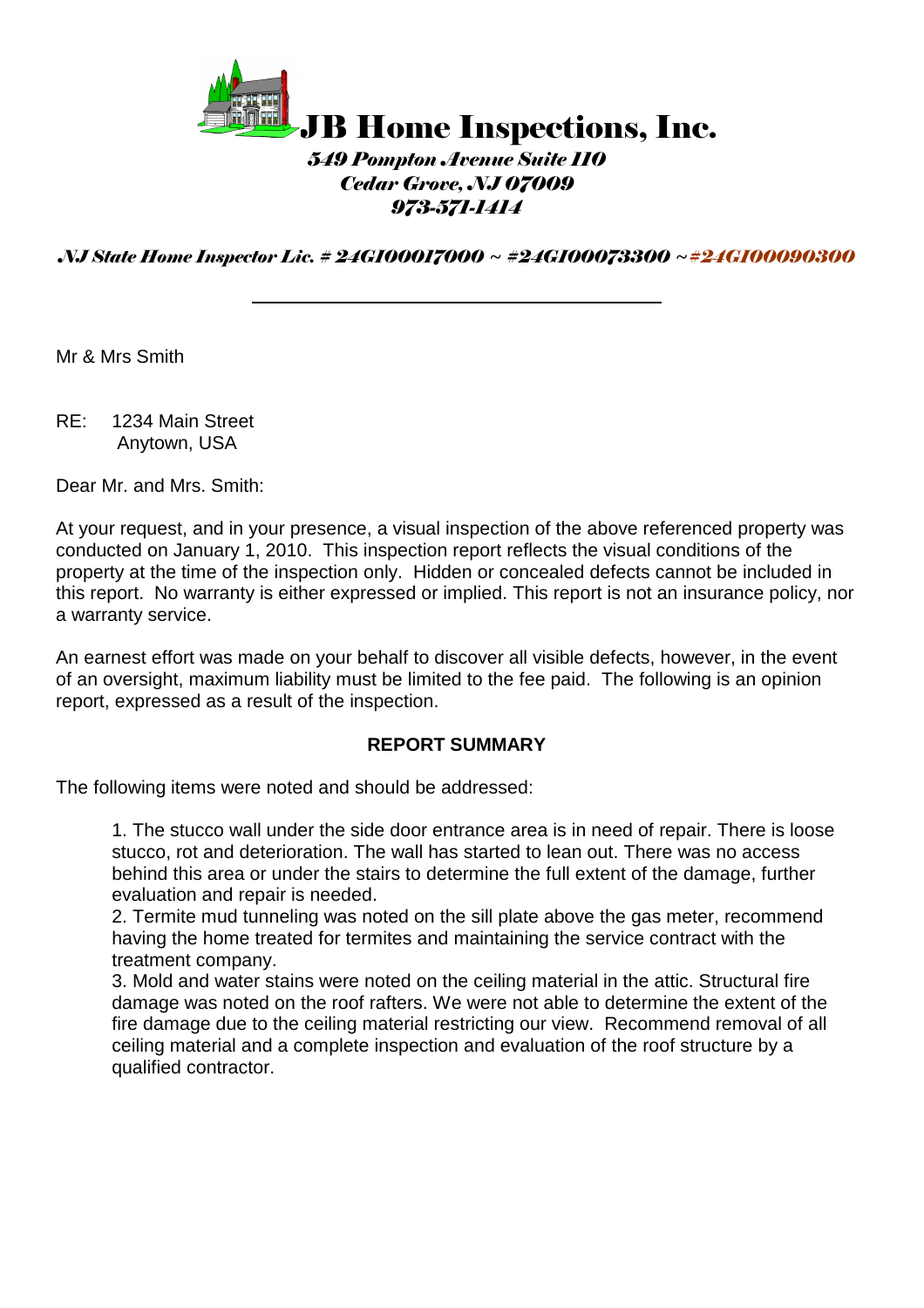# JB Home Inspections, Inc.

*549 Pompton Avenue Suite 110*
*Cedar Grove, NJ 07009*
*973-571-1414*

***NJ State Home Inspector Lic. # 24GI00017000 ~ #24GI00073300 ~#24GI00090300***

---

Mr & Mrs Smith

RE: 1234 Main Street
Anytown, USA

Dear Mr. and Mrs. Smith:

At your request, and in your presence, a visual inspection of the above referenced property was conducted on January 1, 2010. This inspection report reflects the visual conditions of the property at the time of the inspection only. Hidden or concealed defects cannot be included in this report. No warranty is either expressed or implied. This report is not an insurance policy, nor a warranty service.

An earnest effort was made on your behalf to discover all visible defects, however, in the event of an oversight, maximum liability must be limited to the fee paid. The following is an opinion report, expressed as a result of the inspection.

**REPORT SUMMARY**

The following items were noted and should be addressed:

1. The stucco wall under the side door entrance area is in need of repair. There is loose stucco, rot and deterioration. The wall has started to lean out. There was no access behind this area or under the stairs to determine the full extent of the damage, further evaluation and repair is needed.
2. Termite mud tunneling was noted on the sill plate above the gas meter, recommend having the home treated for termites and maintaining the service contract with the treatment company.
3. Mold and water stains were noted on the ceiling material in the attic. Structural fire damage was noted on the roof rafters. We were not able to determine the extent of the fire damage due to the ceiling material restricting our view. Recommend removal of all ceiling material and a complete inspection and evaluation of the roof structure by a qualified contractor.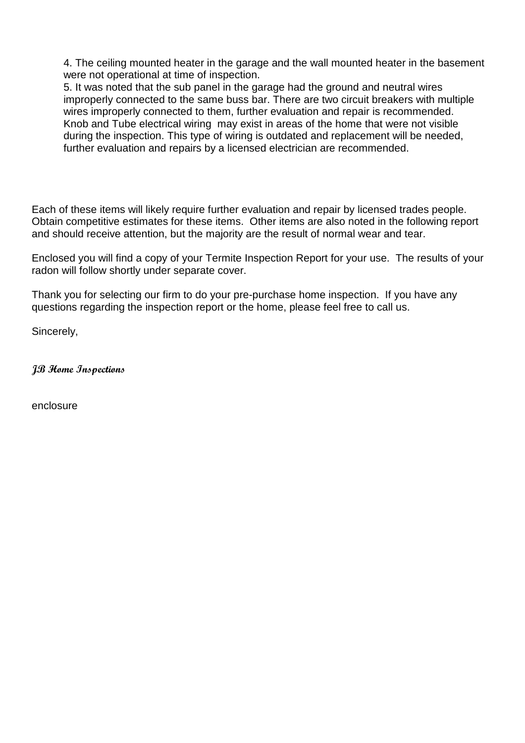4. The ceiling mounted heater in the garage and the wall mounted heater in the basement were not operational at time of inspection.

5. It was noted that the sub panel in the garage had the ground and neutral wires improperly connected to the same buss bar. There are two circuit breakers with multiple wires improperly connected to them, further evaluation and repair is recommended. Knob and Tube electrical wiring may exist in areas of the home that were not visible during the inspection. This type of wiring is outdated and replacement will be needed, further evaluation and repairs by a licensed electrician are recommended.

Each of these items will likely require further evaluation and repair by licensed trades people. Obtain competitive estimates for these items. Other items are also noted in the following report and should receive attention, but the majority are the result of normal wear and tear.

Enclosed you will find a copy of your Termite Inspection Report for your use. The results of your radon will follow shortly under separate cover.

Thank you for selecting our firm to do your pre-purchase home inspection. If you have any questions regarding the inspection report or the home, please feel free to call us.

Sincerely,

***JB Home Inspections***

enclosure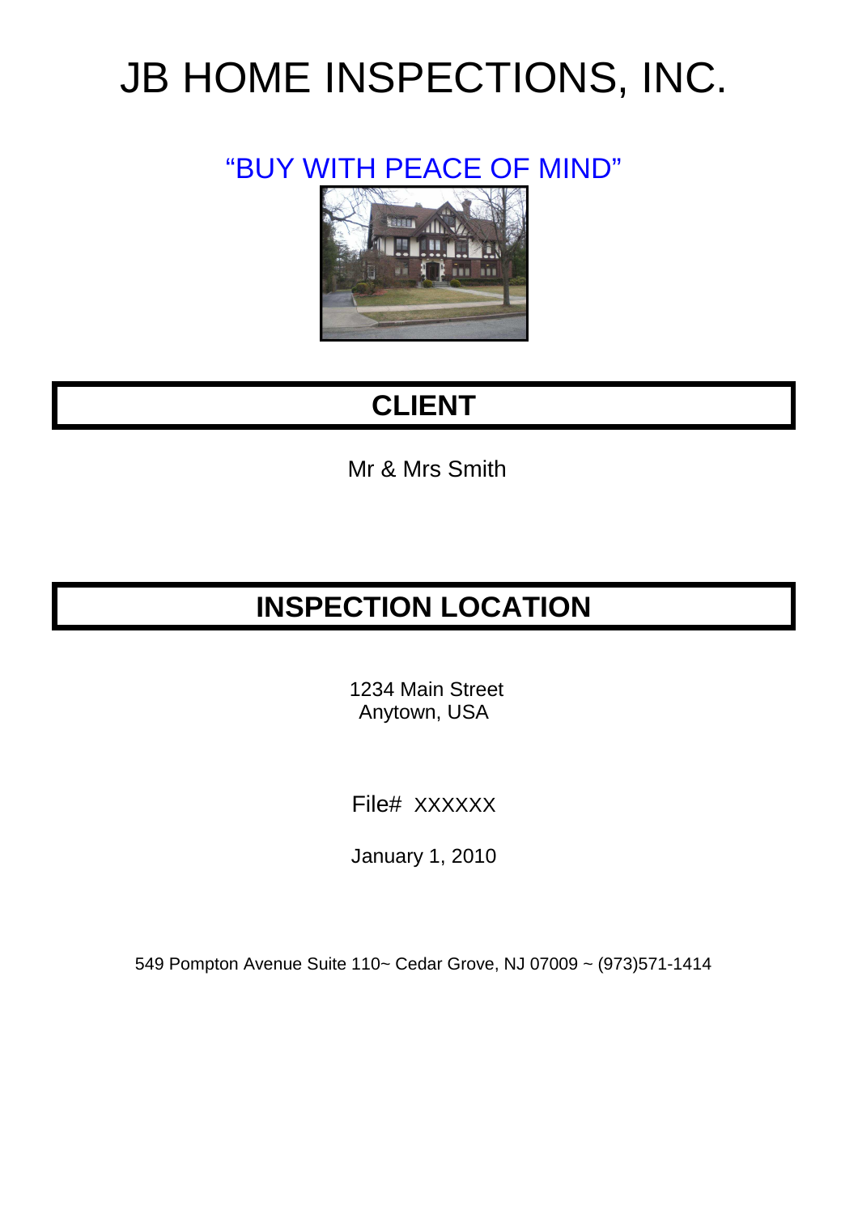# JB HOME INSPECTIONS, INC.

"BUY WITH PEACE OF MIND"

## CLIENT

Mr & Mrs Smith

## INSPECTION LOCATION

1234 Main Street
Anytown, USA

File# XXXXXX

January 1, 2010

549 Pompton Avenue Suite 110~ Cedar Grove, NJ 07009 ~ (973)571-1414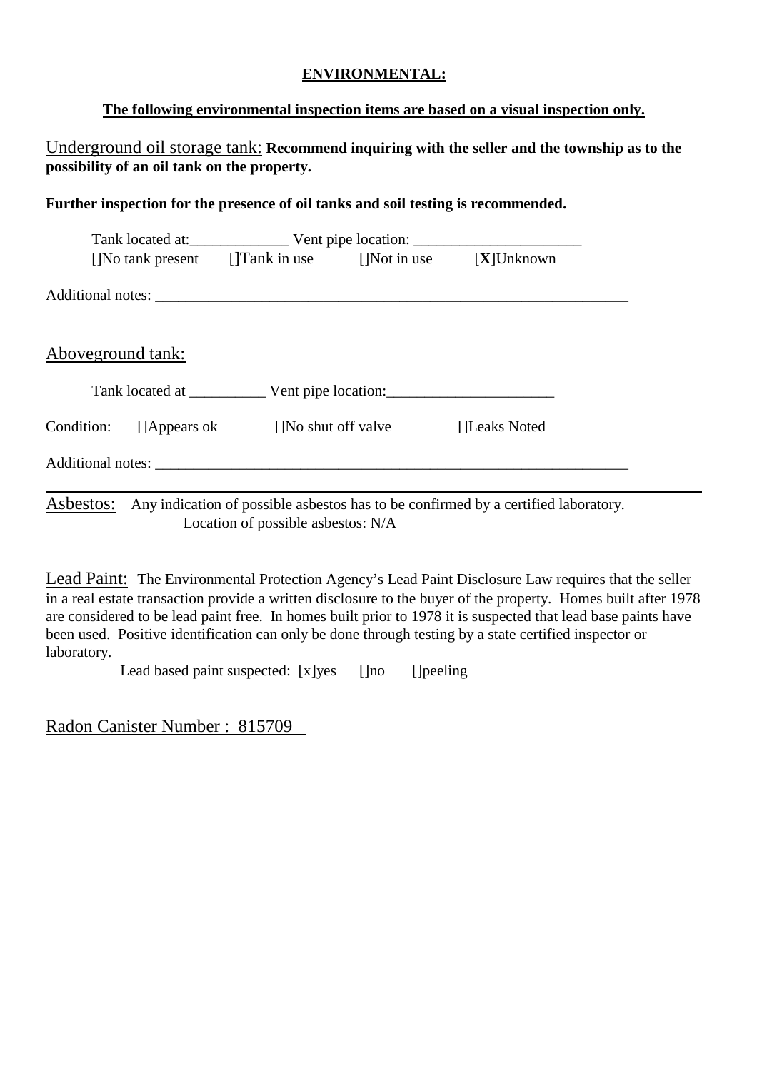## ENVIRONMENTAL:

**The following environmental inspection items are based on a visual inspection only.**

Underground oil storage tank: **Recommend inquiring with the seller and the township as to the possibility of an oil tank on the property.**

**Further inspection for the presence of oil tanks and soil testing is recommended.**

Tank located at:_____________ Vent pipe location: ______________________

[]No tank present  []Tank in use  []Not in use  [**X**]Unknown

Additional notes: _________________________________________________________________

Aboveground tank:

Tank located at __________ Vent pipe location:______________________

Condition: []Appears ok  []No shut off valve  []Leaks Noted

Additional notes: _________________________________________________________________

---

Asbestos: Any indication of possible asbestos has to be confirmed by a certified laboratory.
Location of possible asbestos: N/A

Lead Paint: The Environmental Protection Agency's Lead Paint Disclosure Law requires that the seller in a real estate transaction provide a written disclosure to the buyer of the property. Homes built after 1978 are considered to be lead paint free. In homes built prior to 1978 it is suspected that lead base paints have been used. Positive identification can only be done through testing by a state certified inspector or laboratory.

Lead based paint suspected: [x]yes  []no  []peeling

Radon Canister Number : 815709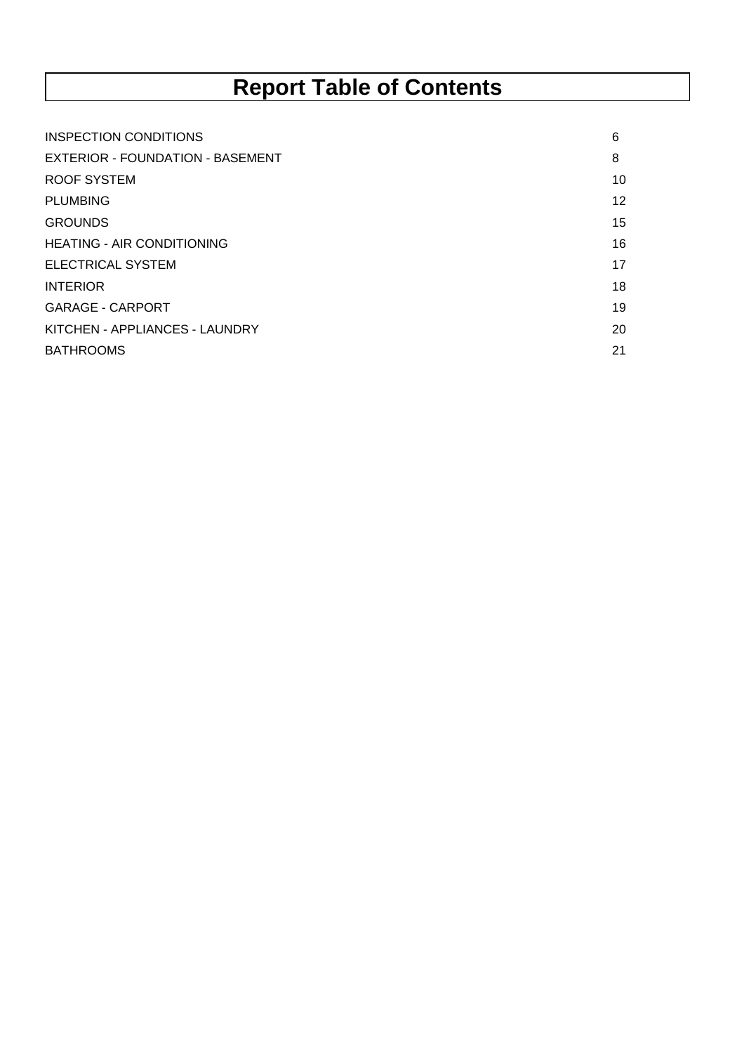# Report Table of Contents

| | |
|---|---|
| INSPECTION CONDITIONS | 6 |
| EXTERIOR - FOUNDATION - BASEMENT | 8 |
| ROOF SYSTEM | 10 |
| PLUMBING | 12 |
| GROUNDS | 15 |
| HEATING - AIR CONDITIONING | 16 |
| ELECTRICAL SYSTEM | 17 |
| INTERIOR | 18 |
| GARAGE - CARPORT | 19 |
| KITCHEN - APPLIANCES - LAUNDRY | 20 |
| BATHROOMS | 21 |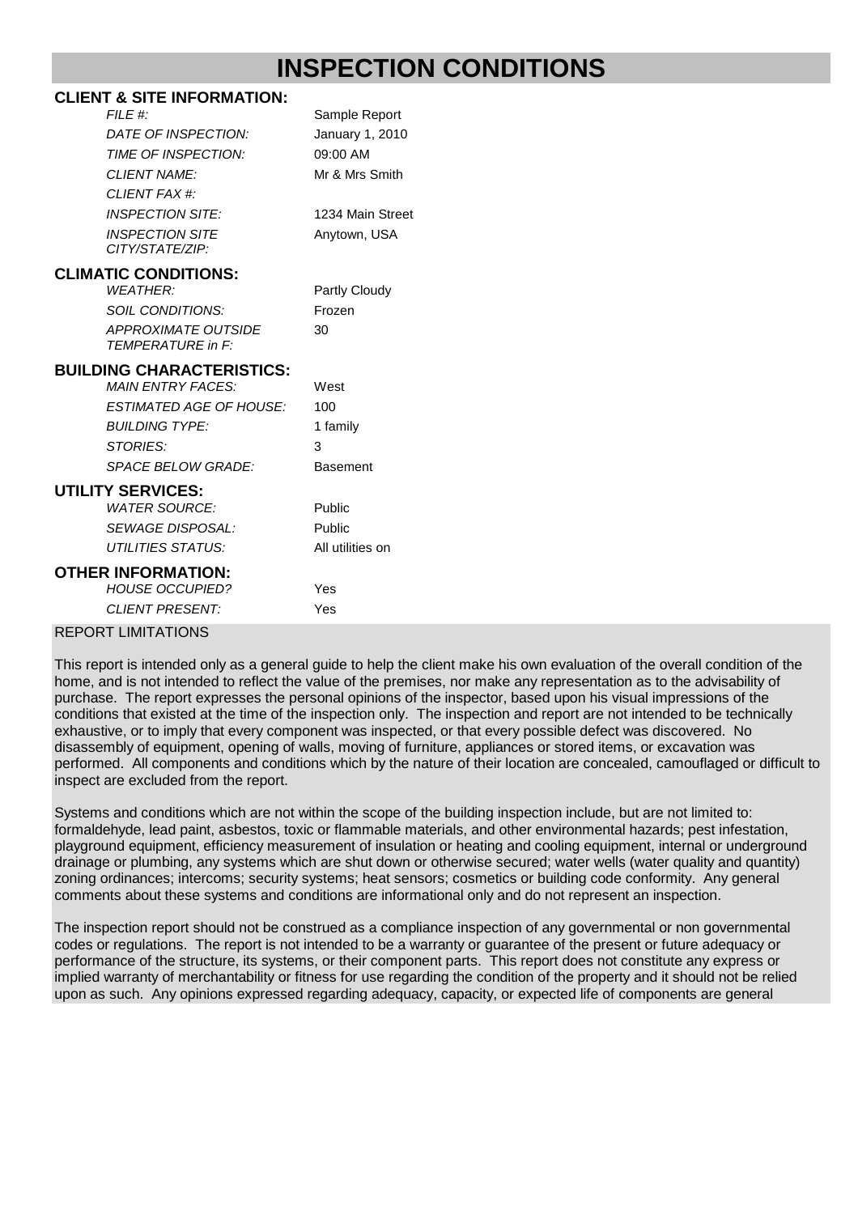# INSPECTION CONDITIONS

## CLIENT & SITE INFORMATION:

| | |
|---|---|
| *FILE #:* | Sample Report |
| *DATE OF INSPECTION:* | January 1, 2010 |
| *TIME OF INSPECTION:* | 09:00 AM |
| *CLIENT NAME:* | Mr & Mrs Smith |
| *CLIENT FAX #:* | |
| *INSPECTION SITE:* | 1234 Main Street |
| *INSPECTION SITE CITY/STATE/ZIP:* | Anytown, USA |

## CLIMATIC CONDITIONS:

| | |
|---|---|
| *WEATHER:* | Partly Cloudy |
| *SOIL CONDITIONS:* | Frozen |
| *APPROXIMATE OUTSIDE TEMPERATURE in F:* | 30 |

## BUILDING CHARACTERISTICS:

| | |
|---|---|
| *MAIN ENTRY FACES:* | West |
| *ESTIMATED AGE OF HOUSE:* | 100 |
| *BUILDING TYPE:* | 1 family |
| *STORIES:* | 3 |
| *SPACE BELOW GRADE:* | Basement |

## UTILITY SERVICES:

| | |
|---|---|
| *WATER SOURCE:* | Public |
| *SEWAGE DISPOSAL:* | Public |
| *UTILITIES STATUS:* | All utilities on |

## OTHER INFORMATION:

| | |
|---|---|
| *HOUSE OCCUPIED?* | Yes |
| *CLIENT PRESENT:* | Yes |

REPORT LIMITATIONS

This report is intended only as a general guide to help the client make his own evaluation of the overall condition of the home, and is not intended to reflect the value of the premises, nor make any representation as to the advisability of purchase. The report expresses the personal opinions of the inspector, based upon his visual impressions of the conditions that existed at the time of the inspection only. The inspection and report are not intended to be technically exhaustive, or to imply that every component was inspected, or that every possible defect was discovered. No disassembly of equipment, opening of walls, moving of furniture, appliances or stored items, or excavation was performed. All components and conditions which by the nature of their location are concealed, camouflaged or difficult to inspect are excluded from the report.

Systems and conditions which are not within the scope of the building inspection include, but are not limited to: formaldehyde, lead paint, asbestos, toxic or flammable materials, and other environmental hazards; pest infestation, playground equipment, efficiency measurement of insulation or heating and cooling equipment, internal or underground drainage or plumbing, any systems which are shut down or otherwise secured; water wells (water quality and quantity) zoning ordinances; intercoms; security systems; heat sensors; cosmetics or building code conformity. Any general comments about these systems and conditions are informational only and do not represent an inspection.

The inspection report should not be construed as a compliance inspection of any governmental or non governmental codes or regulations. The report is not intended to be a warranty or guarantee of the present or future adequacy or performance of the structure, its systems, or their component parts. This report does not constitute any express or implied warranty of merchantability or fitness for use regarding the condition of the property and it should not be relied upon as such. Any opinions expressed regarding adequacy, capacity, or expected life of components are general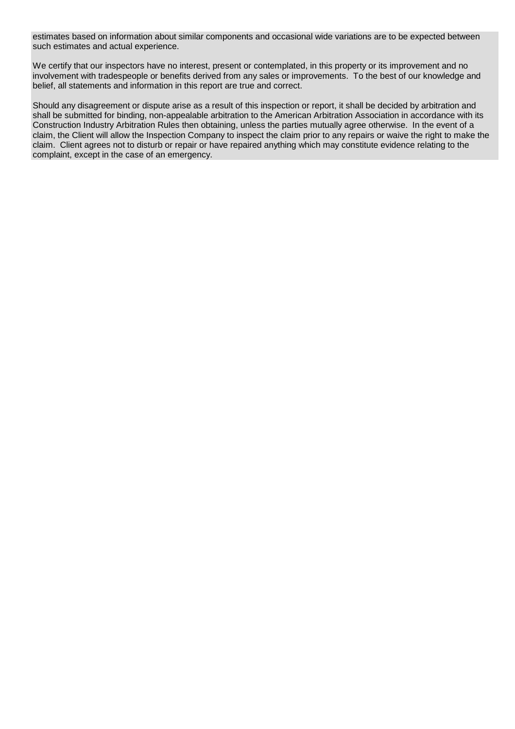estimates based on information about similar components and occasional wide variations are to be expected between such estimates and actual experience.

We certify that our inspectors have no interest, present or contemplated, in this property or its improvement and no involvement with tradespeople or benefits derived from any sales or improvements. To the best of our knowledge and belief, all statements and information in this report are true and correct.

Should any disagreement or dispute arise as a result of this inspection or report, it shall be decided by arbitration and shall be submitted for binding, non-appealable arbitration to the American Arbitration Association in accordance with its Construction Industry Arbitration Rules then obtaining, unless the parties mutually agree otherwise. In the event of a claim, the Client will allow the Inspection Company to inspect the claim prior to any repairs or waive the right to make the claim. Client agrees not to disturb or repair or have repaired anything which may constitute evidence relating to the complaint, except in the case of an emergency.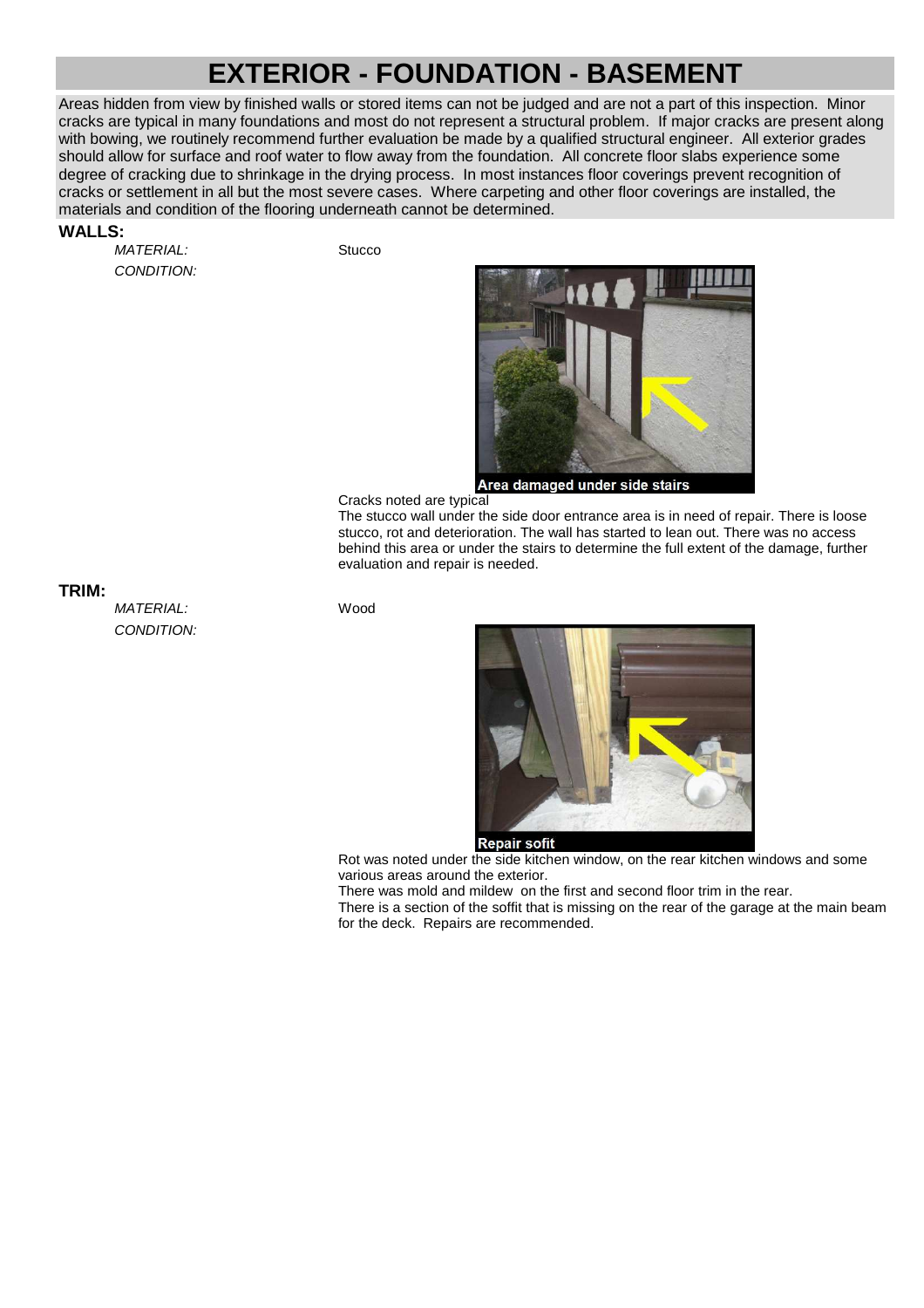# EXTERIOR - FOUNDATION - BASEMENT

Areas hidden from view by finished walls or stored items can not be judged and are not a part of this inspection. Minor cracks are typical in many foundations and most do not represent a structural problem. If major cracks are present along with bowing, we routinely recommend further evaluation be made by a qualified structural engineer. All exterior grades should allow for surface and roof water to flow away from the foundation. All concrete floor slabs experience some degree of cracking due to shrinkage in the drying process. In most instances floor coverings prevent recognition of cracks or settlement in all but the most severe cases. Where carpeting and other floor coverings are installed, the materials and condition of the flooring underneath cannot be determined.

## WALLS:

*MATERIAL:* Stucco

*CONDITION:*

Area damaged under side stairs

Cracks noted are typical

The stucco wall under the side door entrance area is in need of repair. There is loose stucco, rot and deterioration. The wall has started to lean out. There was no access behind this area or under the stairs to determine the full extent of the damage, further evaluation and repair is needed.

## TRIM:

*MATERIAL:* Wood

*CONDITION:*

Repair sofit

Rot was noted under the side kitchen window, on the rear kitchen windows and some various areas around the exterior.

There was mold and mildew on the first and second floor trim in the rear.

There is a section of the soffit that is missing on the rear of the garage at the main beam for the deck. Repairs are recommended.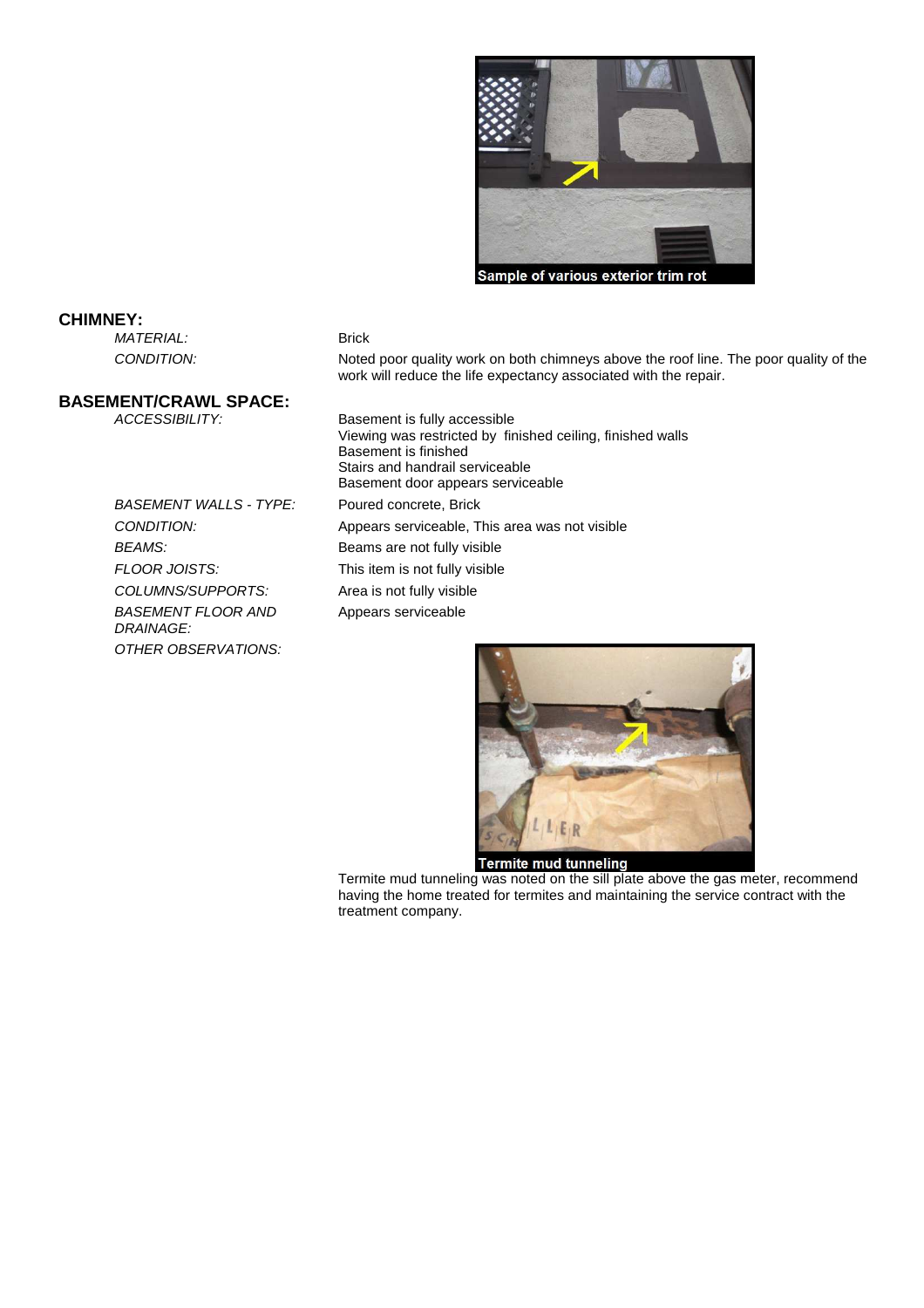Sample of various exterior trim rot

## CHIMNEY:

*MATERIAL:* Brick

*CONDITION:* Noted poor quality work on both chimneys above the roof line. The poor quality of the work will reduce the life expectancy associated with the repair.

## BASEMENT/CRAWL SPACE:

*ACCESSIBILITY:* Basement is fully accessible
Viewing was restricted by finished ceiling, finished walls
Basement is finished
Stairs and handrail serviceable
Basement door appears serviceable

*BASEMENT WALLS - TYPE:* Poured concrete, Brick

*CONDITION:* Appears serviceable, This area was not visible

*BEAMS:* Beams are not fully visible

*FLOOR JOISTS:* This item is not fully visible

*COLUMNS/SUPPORTS:* Area is not fully visible

*BASEMENT FLOOR AND DRAINAGE:* Appears serviceable

*OTHER OBSERVATIONS:*

Termite mud tunneling

Termite mud tunneling was noted on the sill plate above the gas meter, recommend having the home treated for termites and maintaining the service contract with the treatment company.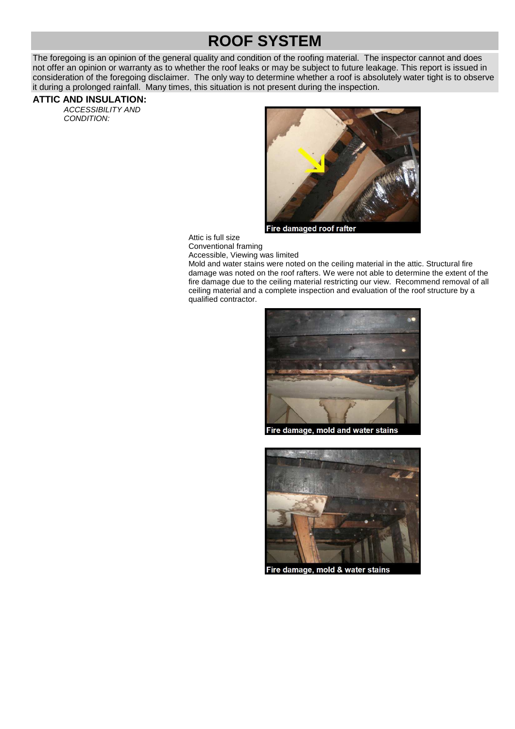# ROOF SYSTEM

The foregoing is an opinion of the general quality and condition of the roofing material. The inspector cannot and does not offer an opinion or warranty as to whether the roof leaks or may be subject to future leakage. This report is issued in consideration of the foregoing disclaimer. The only way to determine whether a roof is absolutely water tight is to observe it during a prolonged rainfall. Many times, this situation is not present during the inspection.

**ATTIC AND INSULATION:**

*ACCESSIBILITY AND CONDITION:*

Fire damaged roof rafter

Attic is full size
Conventional framing
Accessible, Viewing was limited
Mold and water stains were noted on the ceiling material in the attic. Structural fire damage was noted on the roof rafters. We were not able to determine the extent of the fire damage due to the ceiling material restricting our view. Recommend removal of all ceiling material and a complete inspection and evaluation of the roof structure by a qualified contractor.

Fire damage, mold and water stains

Fire damage, mold & water stains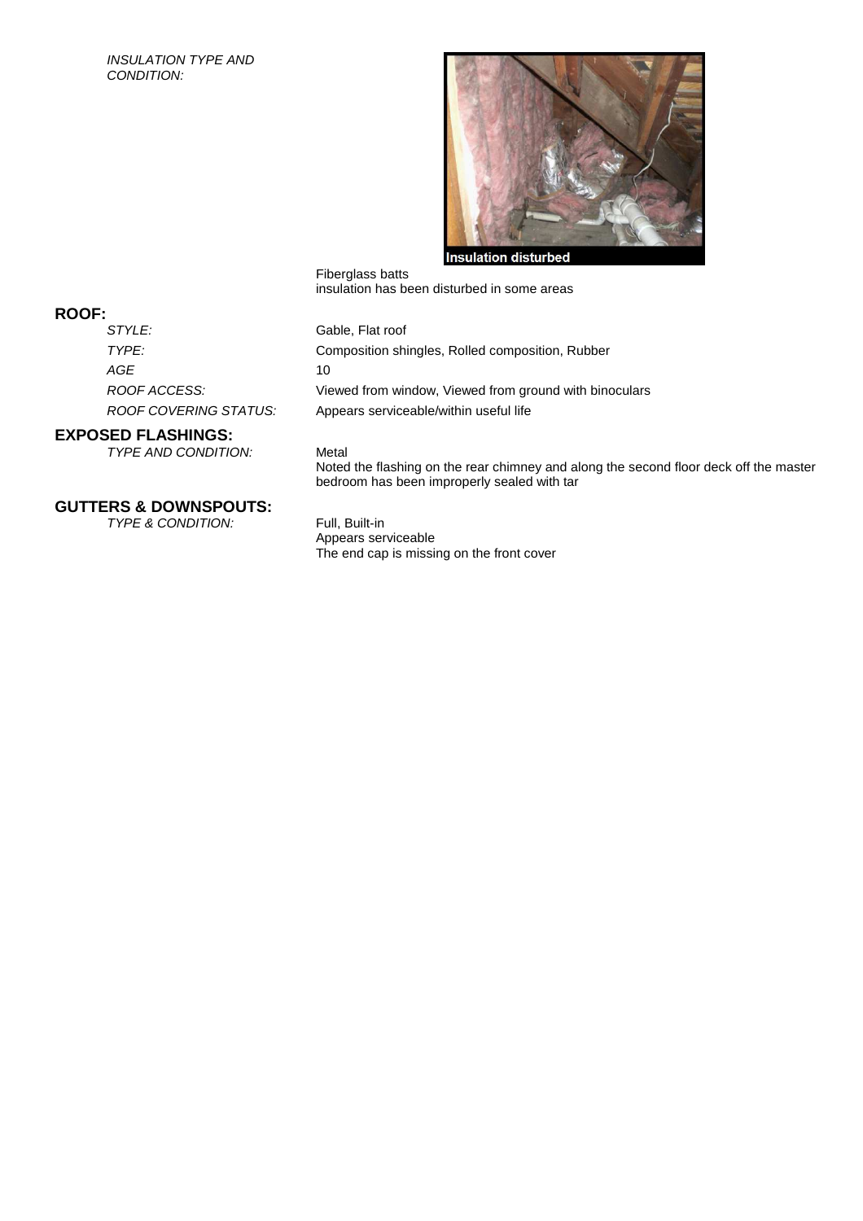*INSULATION TYPE AND CONDITION:*

Insulation disturbed

Fiberglass batts
insulation has been disturbed in some areas

## ROOF:

*STYLE:* Gable, Flat roof

*TYPE:* Composition shingles, Rolled composition, Rubber

*AGE* 10

*ROOF ACCESS:* Viewed from window, Viewed from ground with binoculars

*ROOF COVERING STATUS:* Appears serviceable/within useful life

## EXPOSED FLASHINGS:

*TYPE AND CONDITION:* Metal
Noted the flashing on the rear chimney and along the second floor deck off the master bedroom has been improperly sealed with tar

## GUTTERS & DOWNSPOUTS:

*TYPE & CONDITION:* Full, Built-in
Appears serviceable
The end cap is missing on the front cover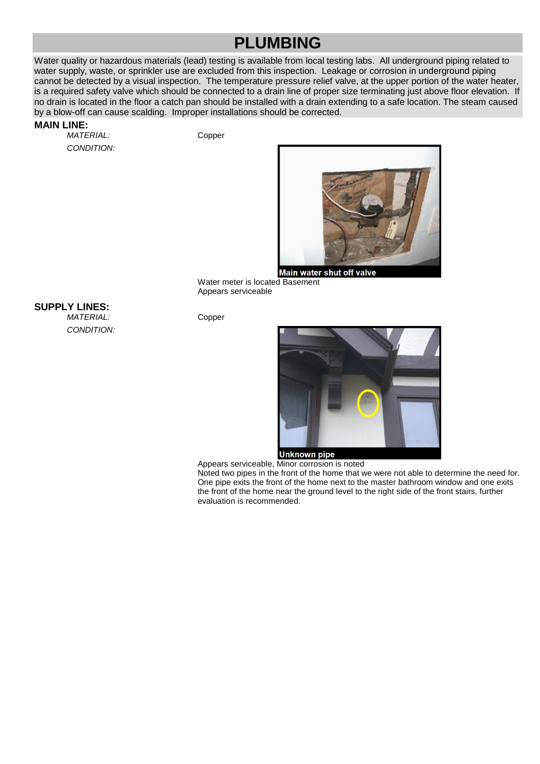# PLUMBING

Water quality or hazardous materials (lead) testing is available from local testing labs. All underground piping related to water supply, waste, or sprinkler use are excluded from this inspection. Leakage or corrosion in underground piping cannot be detected by a visual inspection. The temperature pressure relief valve, at the upper portion of the water heater, is a required safety valve which should be connected to a drain line of proper size terminating just above floor elevation. If no drain is located in the floor a catch pan should be installed with a drain extending to a safe location. The steam caused by a blow-off can cause scalding. Improper installations should be corrected.

## MAIN LINE:

*MATERIAL:* Copper

*CONDITION:*

Main water shut off valve

Water meter is located Basement

Appears serviceable

## SUPPLY LINES:

*MATERIAL:* Copper

*CONDITION:*

Unknown pipe

Appears serviceable, Minor corrosion is noted

Noted two pipes in the front of the home that we were not able to determine the need for. One pipe exits the front of the home next to the master bathroom window and one exits the front of the home near the ground level to the right side of the front stairs, further evaluation is recommended.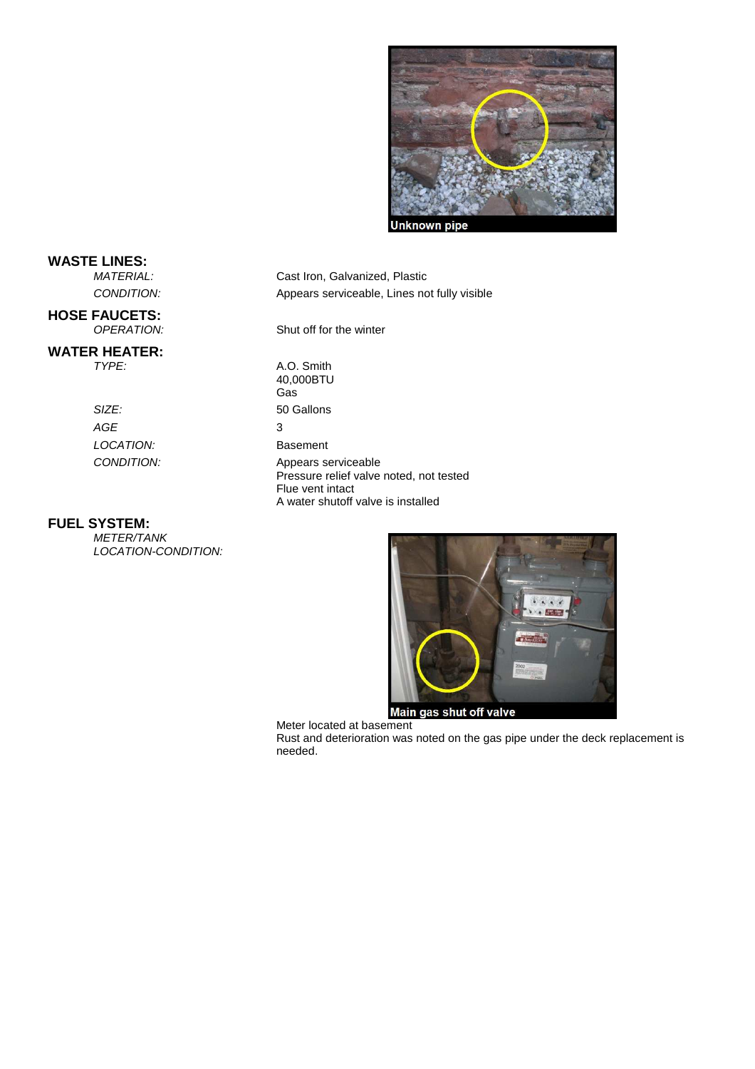Unknown pipe

**WASTE LINES:**

*MATERIAL:* Cast Iron, Galvanized, Plastic

*CONDITION:* Appears serviceable, Lines not fully visible

**HOSE FAUCETS:**

*OPERATION:* Shut off for the winter

**WATER HEATER:**

*TYPE:* A.O. Smith
40,000BTU
Gas

*SIZE:* 50 Gallons

*AGE* 3

*LOCATION:* Basement

*CONDITION:* Appears serviceable
Pressure relief valve noted, not tested
Flue vent intact
A water shutoff valve is installed

**FUEL SYSTEM:**

*METER/TANK LOCATION-CONDITION:*

Main gas shut off valve

Meter located at basement
Rust and deterioration was noted on the gas pipe under the deck replacement is needed.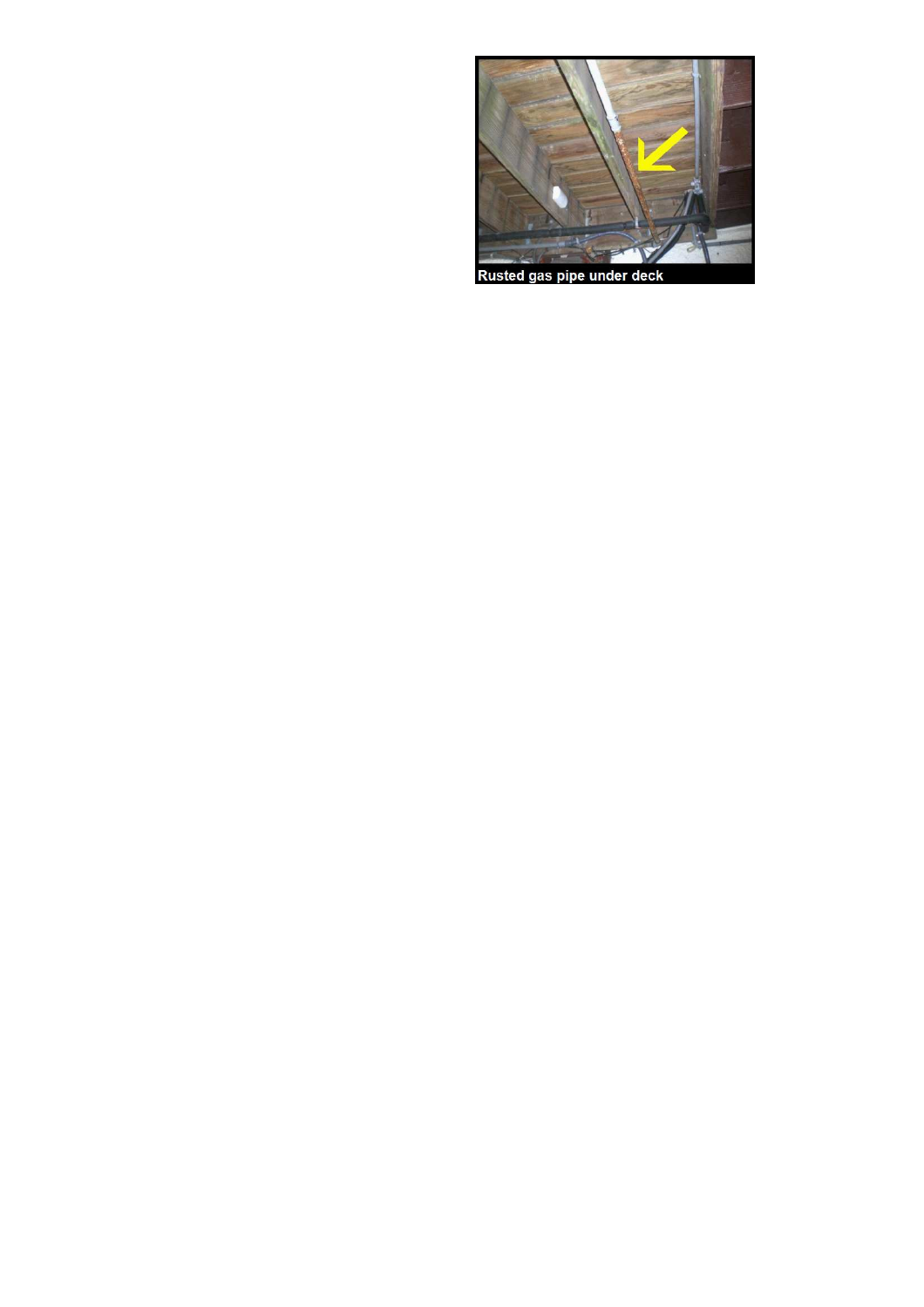Rusted gas pipe under deck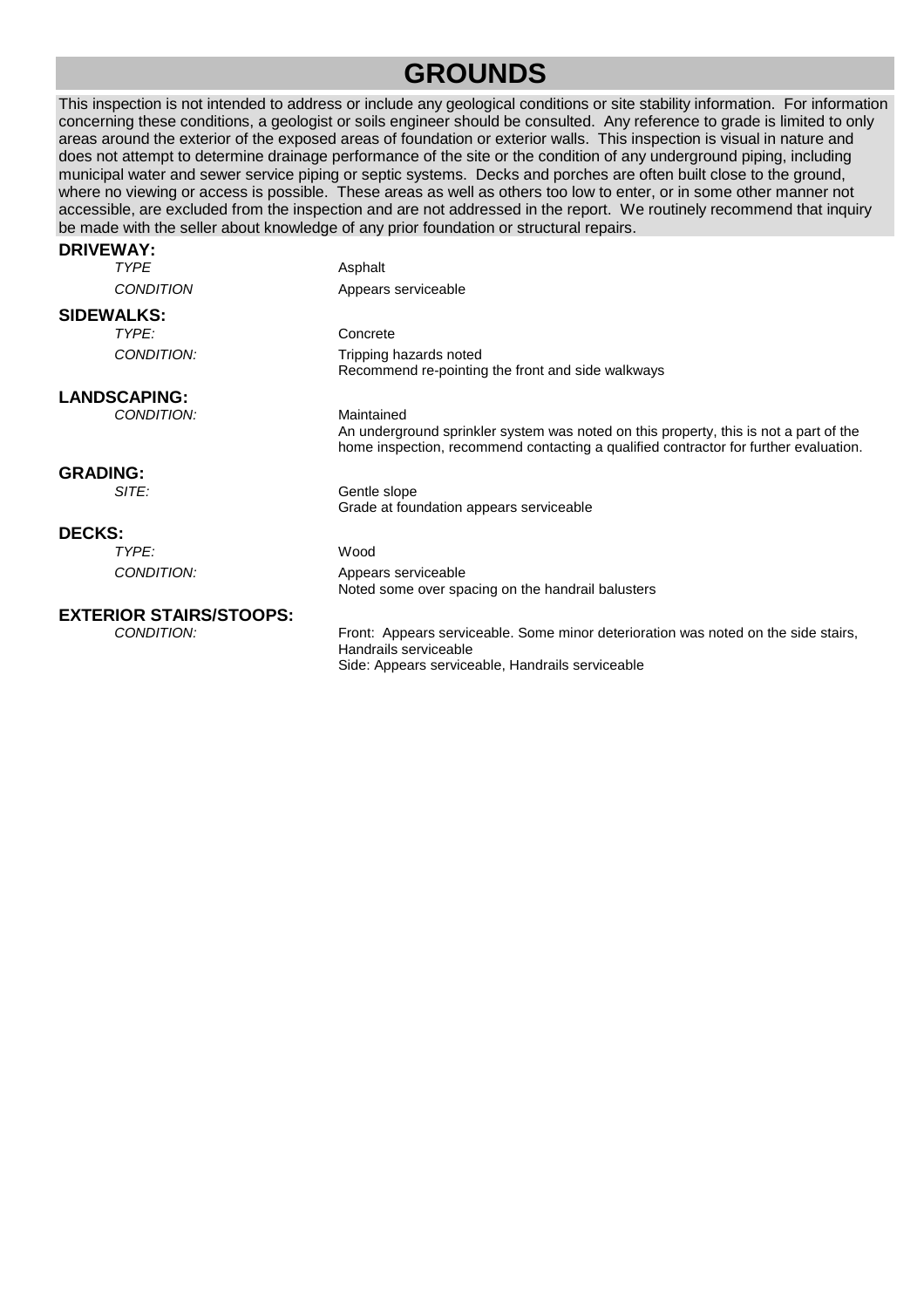# GROUNDS

This inspection is not intended to address or include any geological conditions or site stability information. For information concerning these conditions, a geologist or soils engineer should be consulted. Any reference to grade is limited to only areas around the exterior of the exposed areas of foundation or exterior walls. This inspection is visual in nature and does not attempt to determine drainage performance of the site or the condition of any underground piping, including municipal water and sewer service piping or septic systems. Decks and porches are often built close to the ground, where no viewing or access is possible. These areas as well as others too low to enter, or in some other manner not accessible, are excluded from the inspection and are not addressed in the report. We routinely recommend that inquiry be made with the seller about knowledge of any prior foundation or structural repairs.

## DRIVEWAY:

*TYPE* — Asphalt

*CONDITION* — Appears serviceable

## SIDEWALKS:

*TYPE:* — Concrete

*CONDITION:* — Tripping hazards noted
Recommend re-pointing the front and side walkways

## LANDSCAPING:

*CONDITION:* — Maintained
An underground sprinkler system was noted on this property, this is not a part of the home inspection, recommend contacting a qualified contractor for further evaluation.

## GRADING:

*SITE:* — Gentle slope
Grade at foundation appears serviceable

## DECKS:

*TYPE:* — Wood

*CONDITION:* — Appears serviceable
Noted some over spacing on the handrail balusters

## EXTERIOR STAIRS/STOOPS:

*CONDITION:* — Front: Appears serviceable. Some minor deterioration was noted on the side stairs, Handrails serviceable
Side: Appears serviceable, Handrails serviceable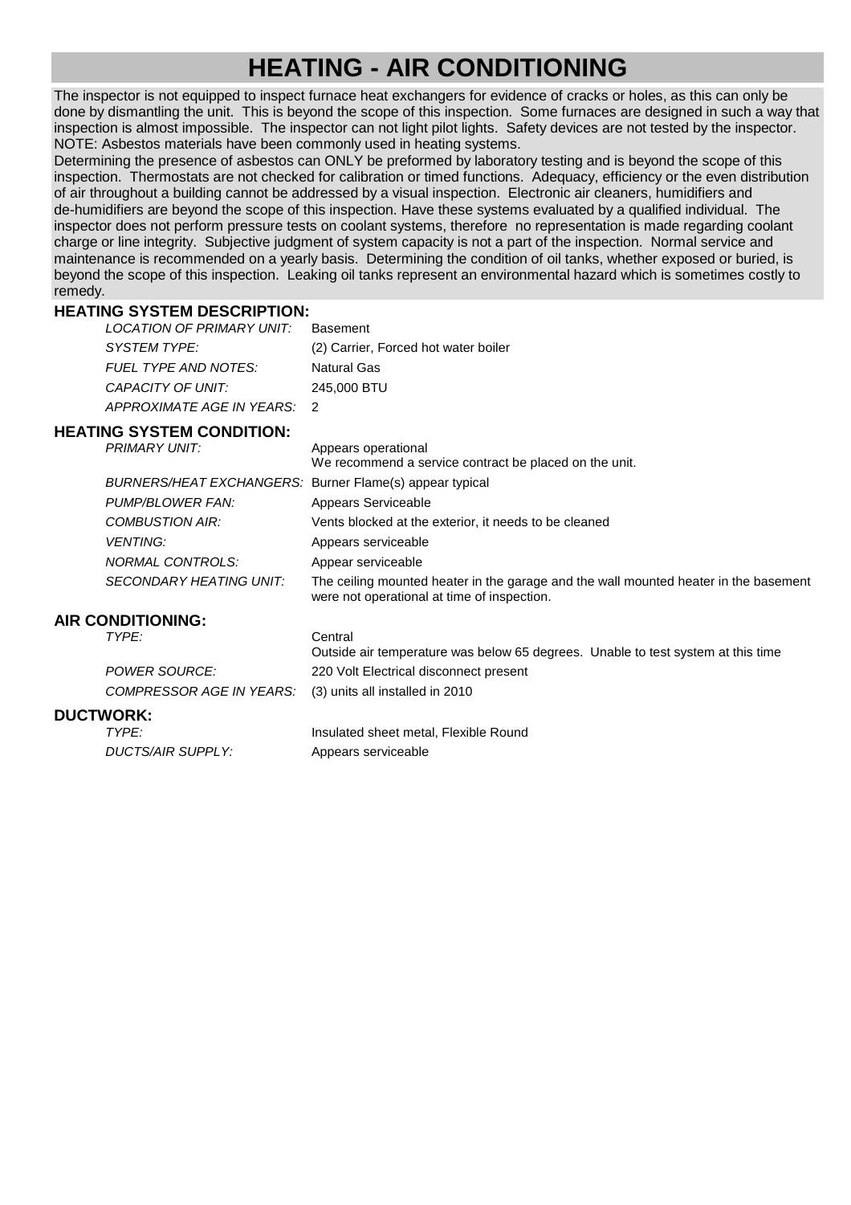# HEATING - AIR CONDITIONING

The inspector is not equipped to inspect furnace heat exchangers for evidence of cracks or holes, as this can only be done by dismantling the unit. This is beyond the scope of this inspection. Some furnaces are designed in such a way that inspection is almost impossible. The inspector can not light pilot lights. Safety devices are not tested by the inspector. NOTE: Asbestos materials have been commonly used in heating systems.
Determining the presence of asbestos can ONLY be preformed by laboratory testing and is beyond the scope of this inspection. Thermostats are not checked for calibration or timed functions. Adequacy, efficiency or the even distribution of air throughout a building cannot be addressed by a visual inspection. Electronic air cleaners, humidifiers and de-humidifiers are beyond the scope of this inspection. Have these systems evaluated by a qualified individual. The inspector does not perform pressure tests on coolant systems, therefore no representation is made regarding coolant charge or line integrity. Subjective judgment of system capacity is not a part of the inspection. Normal service and maintenance is recommended on a yearly basis. Determining the condition of oil tanks, whether exposed or buried, is beyond the scope of this inspection. Leaking oil tanks represent an environmental hazard which is sometimes costly to remedy.

### HEATING SYSTEM DESCRIPTION:

| | |
|---|---|
| *LOCATION OF PRIMARY UNIT:* | Basement |
| *SYSTEM TYPE:* | (2) Carrier, Forced hot water boiler |
| *FUEL TYPE AND NOTES:* | Natural Gas |
| *CAPACITY OF UNIT:* | 245,000 BTU |
| *APPROXIMATE AGE IN YEARS:* | 2 |

### HEATING SYSTEM CONDITION:

| | |
|---|---|
| *PRIMARY UNIT:* | Appears operational<br>We recommend a service contract be placed on the unit. |
| *BURNERS/HEAT EXCHANGERS:* | Burner Flame(s) appear typical |
| *PUMP/BLOWER FAN:* | Appears Serviceable |
| *COMBUSTION AIR:* | Vents blocked at the exterior, it needs to be cleaned |
| *VENTING:* | Appears serviceable |
| *NORMAL CONTROLS:* | Appear serviceable |
| *SECONDARY HEATING UNIT:* | The ceiling mounted heater in the garage and the wall mounted heater in the basement were not operational at time of inspection. |

### AIR CONDITIONING:

| | |
|---|---|
| *TYPE:* | Central<br>Outside air temperature was below 65 degrees. Unable to test system at this time |
| *POWER SOURCE:* | 220 Volt Electrical disconnect present |
| *COMPRESSOR AGE IN YEARS:* | (3) units all installed in 2010 |

### DUCTWORK:

| | |
|---|---|
| *TYPE:* | Insulated sheet metal, Flexible Round |
| *DUCTS/AIR SUPPLY:* | Appears serviceable |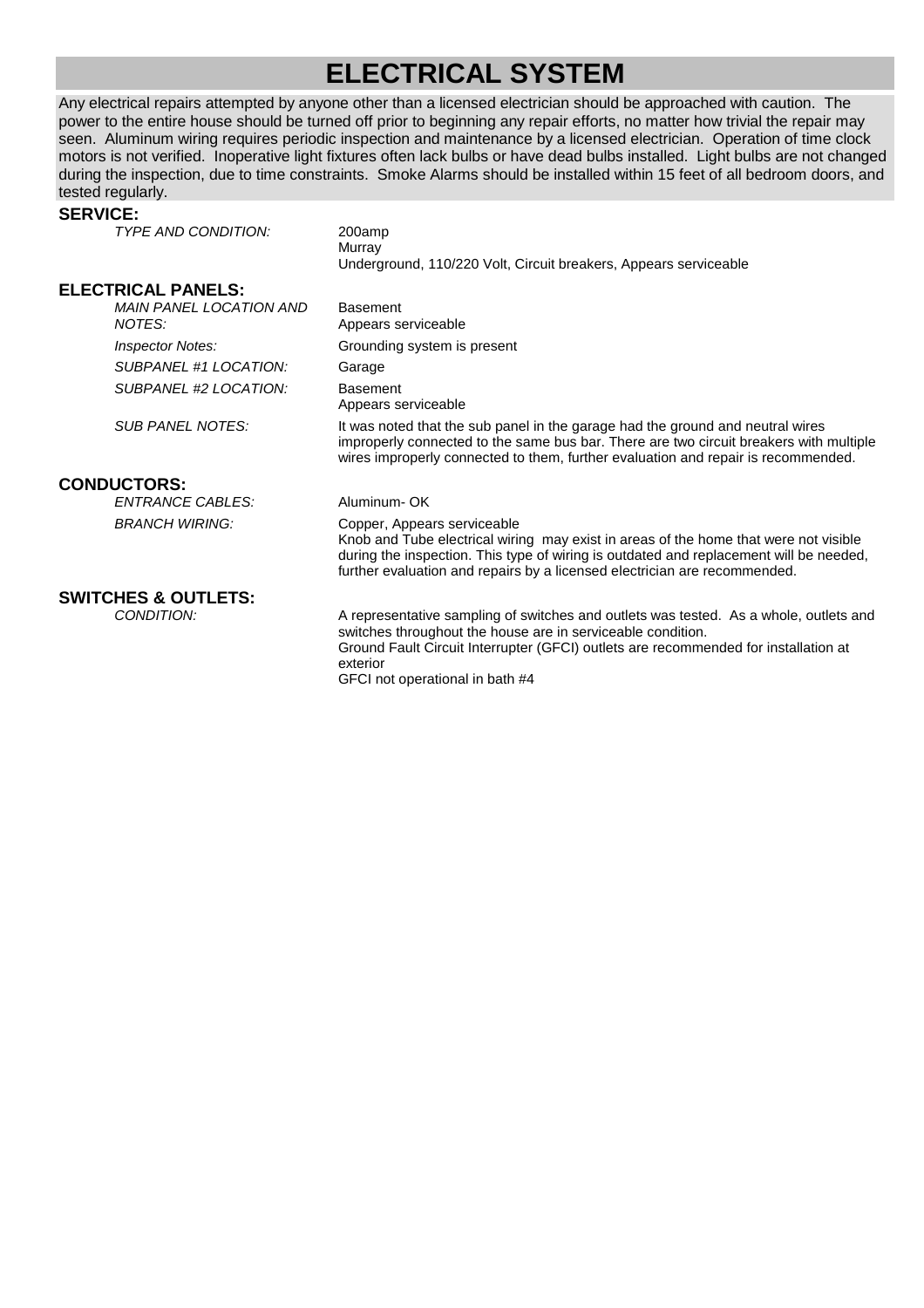# ELECTRICAL SYSTEM

Any electrical repairs attempted by anyone other than a licensed electrician should be approached with caution. The power to the entire house should be turned off prior to beginning any repair efforts, no matter how trivial the repair may seen. Aluminum wiring requires periodic inspection and maintenance by a licensed electrician. Operation of time clock motors is not verified. Inoperative light fixtures often lack bulbs or have dead bulbs installed. Light bulbs are not changed during the inspection, due to time constraints. Smoke Alarms should be installed within 15 feet of all bedroom doors, and tested regularly.

## SERVICE:

*TYPE AND CONDITION:* 200amp
Murray
Underground, 110/220 Volt, Circuit breakers, Appears serviceable

## ELECTRICAL PANELS:

*MAIN PANEL LOCATION AND NOTES:* Basement
Appears serviceable

*Inspector Notes:* Grounding system is present

*SUBPANEL #1 LOCATION:* Garage

*SUBPANEL #2 LOCATION:* Basement
Appears serviceable

*SUB PANEL NOTES:* It was noted that the sub panel in the garage had the ground and neutral wires improperly connected to the same bus bar. There are two circuit breakers with multiple wires improperly connected to them, further evaluation and repair is recommended.

## CONDUCTORS:

*ENTRANCE CABLES:* Aluminum- OK

*BRANCH WIRING:* Copper, Appears serviceable
Knob and Tube electrical wiring may exist in areas of the home that were not visible during the inspection. This type of wiring is outdated and replacement will be needed, further evaluation and repairs by a licensed electrician are recommended.

## SWITCHES & OUTLETS:

*CONDITION:* A representative sampling of switches and outlets was tested. As a whole, outlets and switches throughout the house are in serviceable condition.
Ground Fault Circuit Interrupter (GFCI) outlets are recommended for installation at exterior
GFCI not operational in bath #4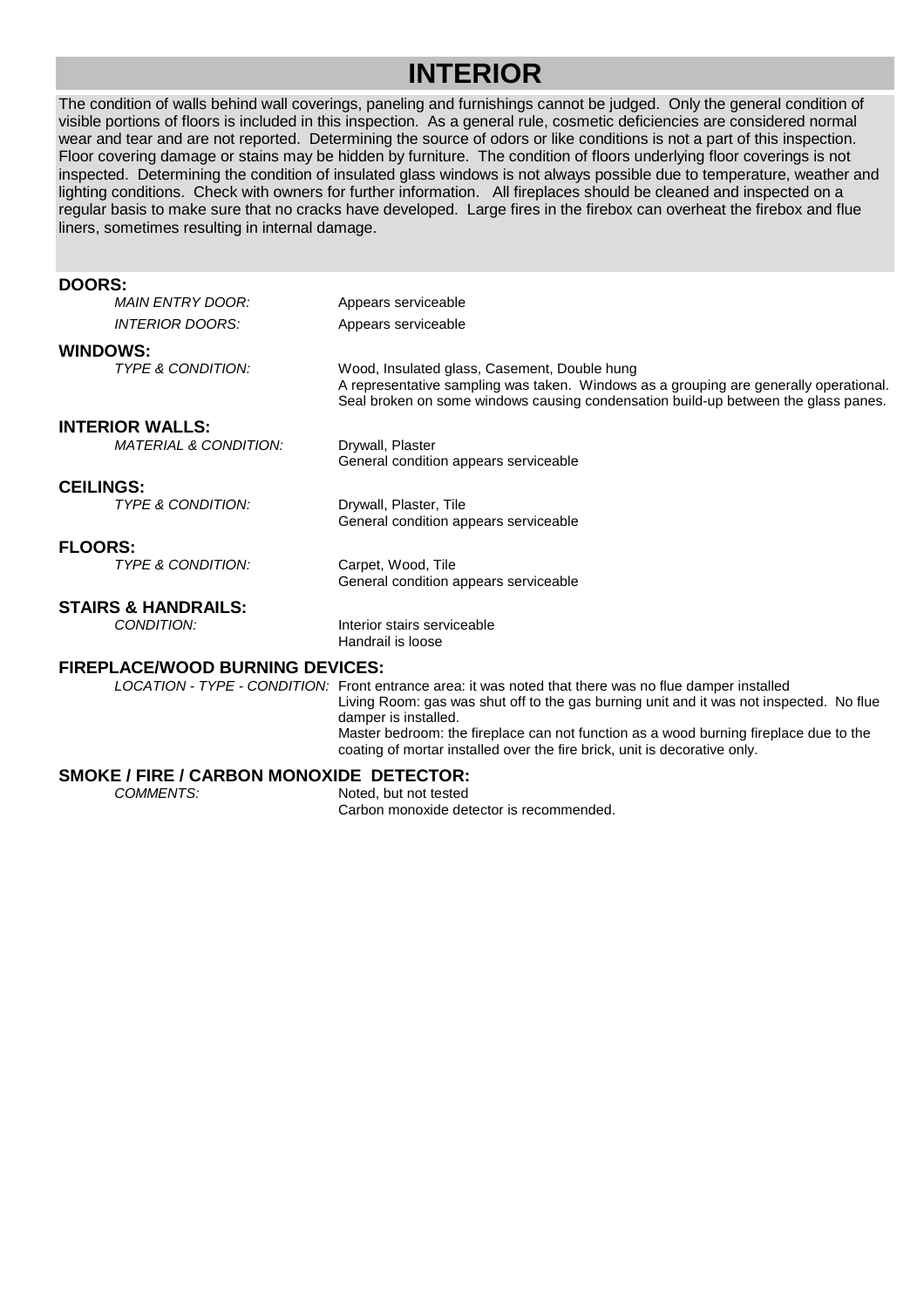# INTERIOR

The condition of walls behind wall coverings, paneling and furnishings cannot be judged. Only the general condition of visible portions of floors is included in this inspection. As a general rule, cosmetic deficiencies are considered normal wear and tear and are not reported. Determining the source of odors or like conditions is not a part of this inspection. Floor covering damage or stains may be hidden by furniture. The condition of floors underlying floor coverings is not inspected. Determining the condition of insulated glass windows is not always possible due to temperature, weather and lighting conditions. Check with owners for further information. All fireplaces should be cleaned and inspected on a regular basis to make sure that no cracks have developed. Large fires in the firebox can overheat the firebox and flue liners, sometimes resulting in internal damage.

## DOORS:

*MAIN ENTRY DOOR:* Appears serviceable

*INTERIOR DOORS:* Appears serviceable

## WINDOWS:

*TYPE & CONDITION:* Wood, Insulated glass, Casement, Double hung
A representative sampling was taken. Windows as a grouping are generally operational.
Seal broken on some windows causing condensation build-up between the glass panes.

## INTERIOR WALLS:

*MATERIAL & CONDITION:* Drywall, Plaster
General condition appears serviceable

## CEILINGS:

*TYPE & CONDITION:* Drywall, Plaster, Tile
General condition appears serviceable

## FLOORS:

*TYPE & CONDITION:* Carpet, Wood, Tile
General condition appears serviceable

## STAIRS & HANDRAILS:

*CONDITION:* Interior stairs serviceable
Handrail is loose

## FIREPLACE/WOOD BURNING DEVICES:

*LOCATION - TYPE - CONDITION:* Front entrance area: it was noted that there was no flue damper installed
Living Room: gas was shut off to the gas burning unit and it was not inspected. No flue damper is installed.
Master bedroom: the fireplace can not function as a wood burning fireplace due to the coating of mortar installed over the fire brick, unit is decorative only.

## SMOKE / FIRE / CARBON MONOXIDE DETECTOR:

*COMMENTS:* Noted, but not tested
Carbon monoxide detector is recommended.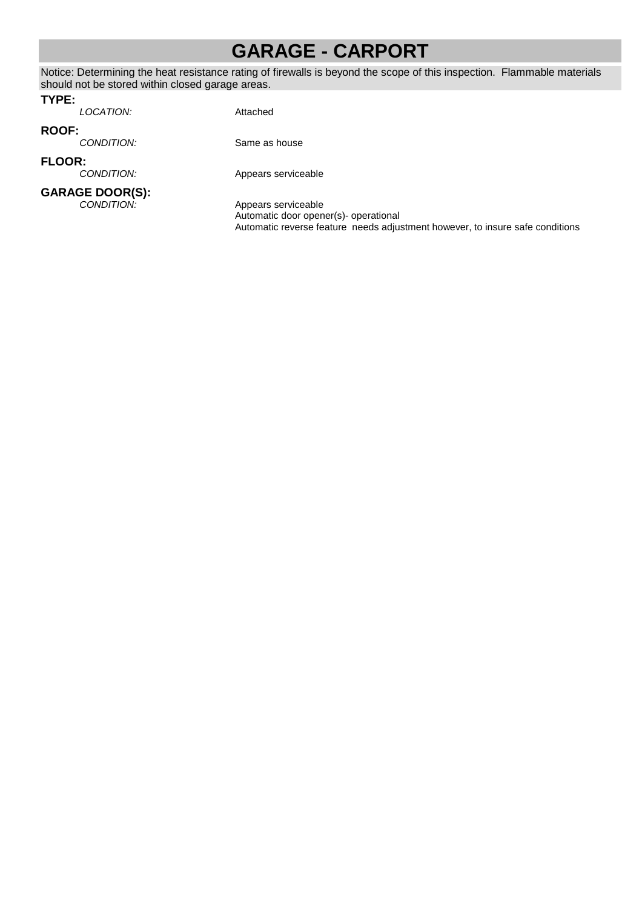# GARAGE - CARPORT

Notice: Determining the heat resistance rating of firewalls is beyond the scope of this inspection. Flammable materials should not be stored within closed garage areas.

**TYPE:**

*LOCATION:* Attached

**ROOF:**

*CONDITION:* Same as house

**FLOOR:**

*CONDITION:* Appears serviceable

**GARAGE DOOR(S):**

*CONDITION:* Appears serviceable
Automatic door opener(s)- operational
Automatic reverse feature needs adjustment however, to insure safe conditions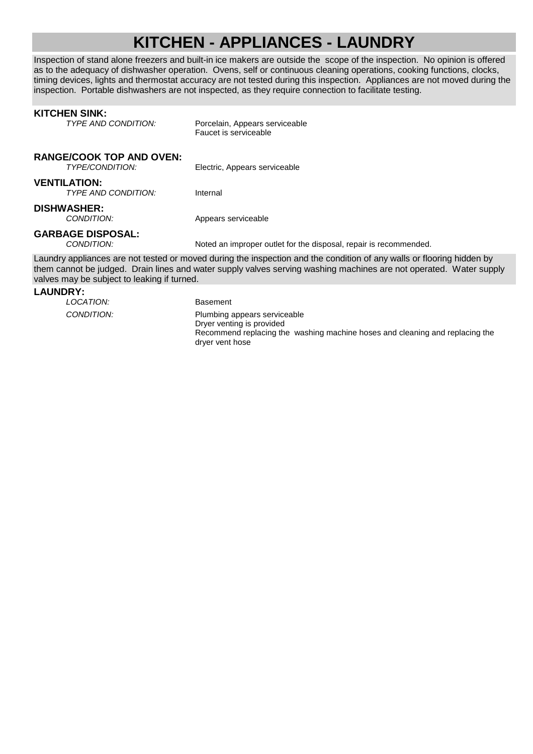# KITCHEN - APPLIANCES - LAUNDRY

Inspection of stand alone freezers and built-in ice makers are outside the scope of the inspection. No opinion is offered as to the adequacy of dishwasher operation. Ovens, self or continuous cleaning operations, cooking functions, clocks, timing devices, lights and thermostat accuracy are not tested during this inspection. Appliances are not moved during the inspection. Portable dishwashers are not inspected, as they require connection to facilitate testing.

## KITCHEN SINK:

*TYPE AND CONDITION:* Porcelain, Appears serviceable
Faucet is serviceable

## RANGE/COOK TOP AND OVEN:

*TYPE/CONDITION:* Electric, Appears serviceable

## VENTILATION:

*TYPE AND CONDITION:* Internal

## DISHWASHER:

*CONDITION:* Appears serviceable

## GARBAGE DISPOSAL:

*CONDITION:* Noted an improper outlet for the disposal, repair is recommended.

Laundry appliances are not tested or moved during the inspection and the condition of any walls or flooring hidden by them cannot be judged. Drain lines and water supply valves serving washing machines are not operated. Water supply valves may be subject to leaking if turned.

## LAUNDRY:

*LOCATION:* Basement

*CONDITION:* Plumbing appears serviceable
Dryer venting is provided
Recommend replacing the washing machine hoses and cleaning and replacing the dryer vent hose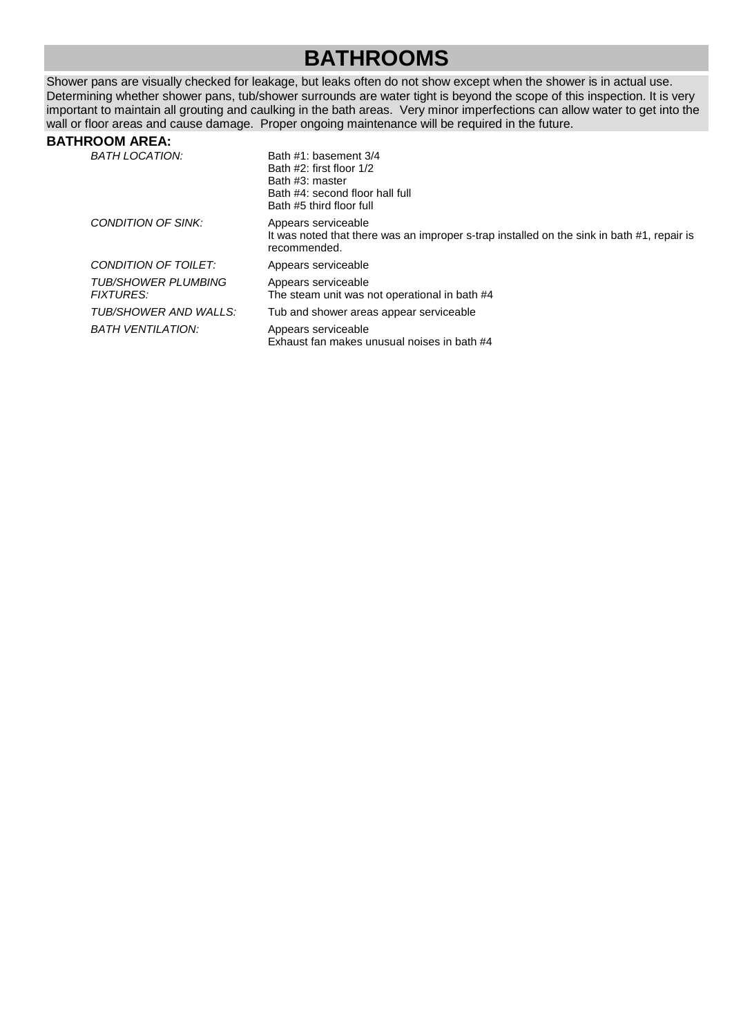# BATHROOMS

Shower pans are visually checked for leakage, but leaks often do not show except when the shower is in actual use. Determining whether shower pans, tub/shower surrounds are water tight is beyond the scope of this inspection. It is very important to maintain all grouting and caulking in the bath areas. Very minor imperfections can allow water to get into the wall or floor areas and cause damage. Proper ongoing maintenance will be required in the future.

## BATHROOM AREA:

| | |
|---|---|
| *BATH LOCATION:* | Bath #1: basement 3/4<br>Bath #2: first floor 1/2<br>Bath #3: master<br>Bath #4: second floor hall full<br>Bath #5 third floor full |
| *CONDITION OF SINK:* | Appears serviceable<br>It was noted that there was an improper s-trap installed on the sink in bath #1, repair is recommended. |
| *CONDITION OF TOILET:* | Appears serviceable |
| *TUB/SHOWER PLUMBING FIXTURES:* | Appears serviceable<br>The steam unit was not operational in bath #4 |
| *TUB/SHOWER AND WALLS:* | Tub and shower areas appear serviceable |
| *BATH VENTILATION:* | Appears serviceable<br>Exhaust fan makes unusual noises in bath #4 |